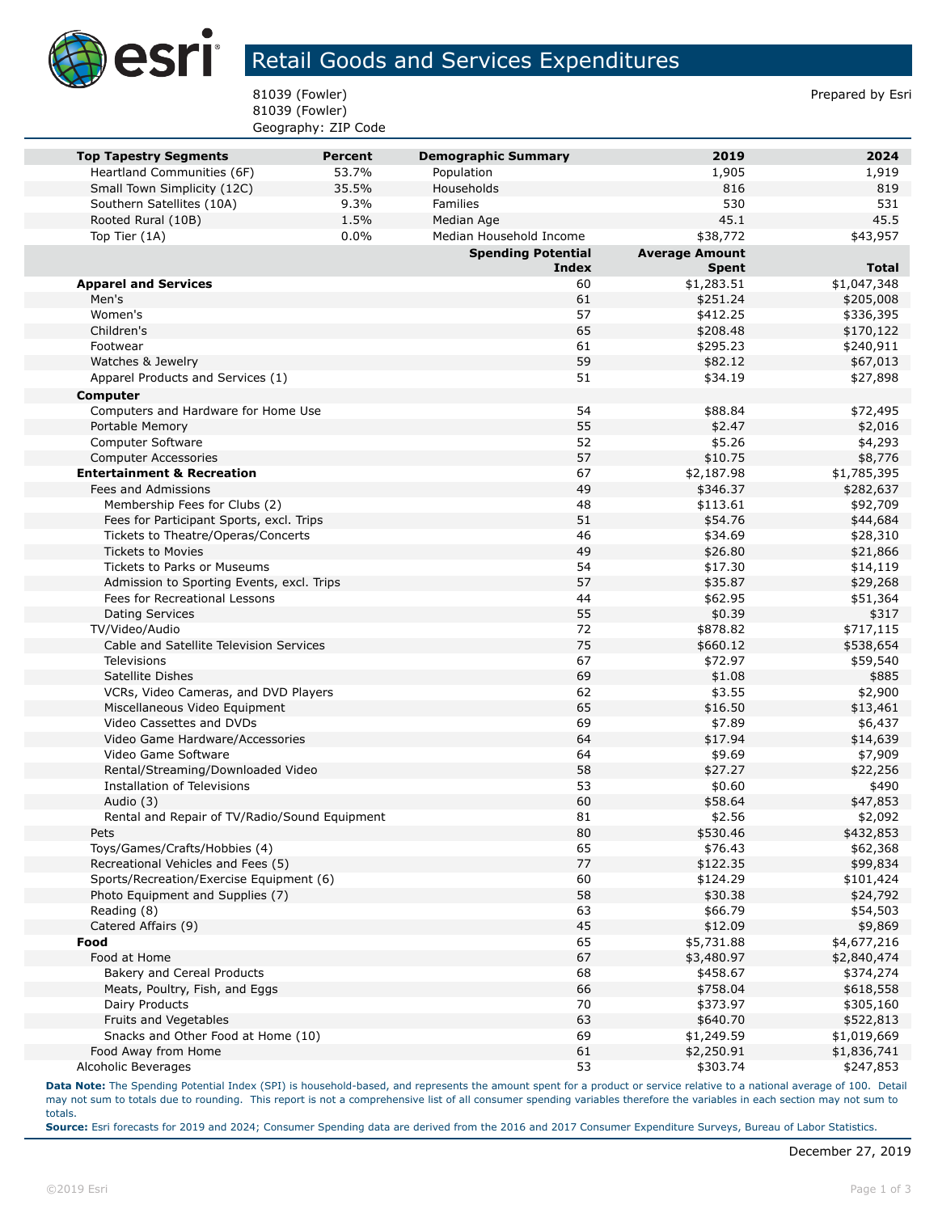# Retail Goods and Services Expenditures

81039 (Fowler)
81039 (Fowler)
Geography: ZIP Code

Prepared by Esri

| Top Tapestry Segments | Percent | Demographic Summary | 2019 | 2024 |
|---|---|---|---|---|
| Heartland Communities (6F) | 53.7% | Population | 1,905 | 1,919 |
| Small Town Simplicity (12C) | 35.5% | Households | 816 | 819 |
| Southern Satellites (10A) | 9.3% | Families | 530 | 531 |
| Rooted Rural (10B) | 1.5% | Median Age | 45.1 | 45.5 |
| Top Tier (1A) | 0.0% | Median Household Income | $38,772 | $43,957 |

| | Spending Potential Index | Average Amount Spent | Total |
|---|---|---|---|
| **Apparel and Services** | 60 | $1,283.51 | $1,047,348 |
| Men's | 61 | $251.24 | $205,008 |
| Women's | 57 | $412.25 | $336,395 |
| Children's | 65 | $208.48 | $170,122 |
| Footwear | 61 | $295.23 | $240,911 |
| Watches & Jewelry | 59 | $82.12 | $67,013 |
| Apparel Products and Services (1) | 51 | $34.19 | $27,898 |
| **Computer** | | | |
| Computers and Hardware for Home Use | 54 | $88.84 | $72,495 |
| Portable Memory | 55 | $2.47 | $2,016 |
| Computer Software | 52 | $5.26 | $4,293 |
| Computer Accessories | 57 | $10.75 | $8,776 |
| **Entertainment & Recreation** | 67 | $2,187.98 | $1,785,395 |
| Fees and Admissions | 49 | $346.37 | $282,637 |
| Membership Fees for Clubs (2) | 48 | $113.61 | $92,709 |
| Fees for Participant Sports, excl. Trips | 51 | $54.76 | $44,684 |
| Tickets to Theatre/Operas/Concerts | 46 | $34.69 | $28,310 |
| Tickets to Movies | 49 | $26.80 | $21,866 |
| Tickets to Parks or Museums | 54 | $17.30 | $14,119 |
| Admission to Sporting Events, excl. Trips | 57 | $35.87 | $29,268 |
| Fees for Recreational Lessons | 44 | $62.95 | $51,364 |
| Dating Services | 55 | $0.39 | $317 |
| TV/Video/Audio | 72 | $878.82 | $717,115 |
| Cable and Satellite Television Services | 75 | $660.12 | $538,654 |
| Televisions | 67 | $72.97 | $59,540 |
| Satellite Dishes | 69 | $1.08 | $885 |
| VCRs, Video Cameras, and DVD Players | 62 | $3.55 | $2,900 |
| Miscellaneous Video Equipment | 65 | $16.50 | $13,461 |
| Video Cassettes and DVDs | 69 | $7.89 | $6,437 |
| Video Game Hardware/Accessories | 64 | $17.94 | $14,639 |
| Video Game Software | 64 | $9.69 | $7,909 |
| Rental/Streaming/Downloaded Video | 58 | $27.27 | $22,256 |
| Installation of Televisions | 53 | $0.60 | $490 |
| Audio (3) | 60 | $58.64 | $47,853 |
| Rental and Repair of TV/Radio/Sound Equipment | 81 | $2.56 | $2,092 |
| Pets | 80 | $530.46 | $432,853 |
| Toys/Games/Crafts/Hobbies (4) | 65 | $76.43 | $62,368 |
| Recreational Vehicles and Fees (5) | 77 | $122.35 | $99,834 |
| Sports/Recreation/Exercise Equipment (6) | 60 | $124.29 | $101,424 |
| Photo Equipment and Supplies (7) | 58 | $30.38 | $24,792 |
| Reading (8) | 63 | $66.79 | $54,503 |
| Catered Affairs (9) | 45 | $12.09 | $9,869 |
| **Food** | 65 | $5,731.88 | $4,677,216 |
| Food at Home | 67 | $3,480.97 | $2,840,474 |
| Bakery and Cereal Products | 68 | $458.67 | $374,274 |
| Meats, Poultry, Fish, and Eggs | 66 | $758.04 | $618,558 |
| Dairy Products | 70 | $373.97 | $305,160 |
| Fruits and Vegetables | 63 | $640.70 | $522,813 |
| Snacks and Other Food at Home (10) | 69 | $1,249.59 | $1,019,669 |
| Food Away from Home | 61 | $2,250.91 | $1,836,741 |
| Alcoholic Beverages | 53 | $303.74 | $247,853 |

**Data Note:** The Spending Potential Index (SPI) is household-based, and represents the amount spent for a product or service relative to a national average of 100. Detail may not sum to totals due to rounding. This report is not a comprehensive list of all consumer spending variables therefore the variables in each section may not sum to totals.

**Source:** Esri forecasts for 2019 and 2024; Consumer Spending data are derived from the 2016 and 2017 Consumer Expenditure Surveys, Bureau of Labor Statistics.

December 27, 2019

©2019 Esri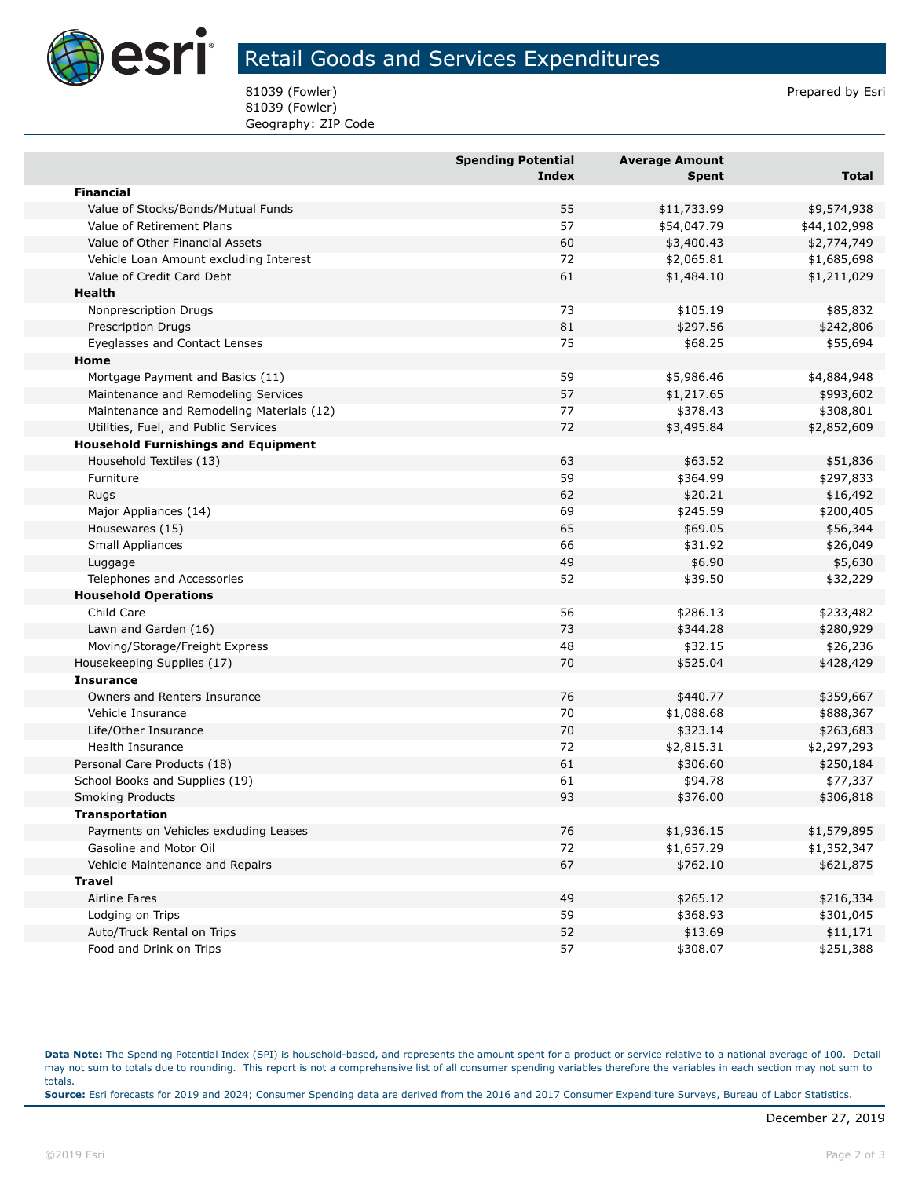# Retail Goods and Services Expenditures

81039 (Fowler)
81039 (Fowler)
Geography: ZIP Code

Prepared by Esri

| | Spending Potential Index | Average Amount Spent | Total |
|---|---|---|---|
| **Financial** | | | |
| Value of Stocks/Bonds/Mutual Funds | 55 | $11,733.99 | $9,574,938 |
| Value of Retirement Plans | 57 | $54,047.79 | $44,102,998 |
| Value of Other Financial Assets | 60 | $3,400.43 | $2,774,749 |
| Vehicle Loan Amount excluding Interest | 72 | $2,065.81 | $1,685,698 |
| Value of Credit Card Debt | 61 | $1,484.10 | $1,211,029 |
| **Health** | | | |
| Nonprescription Drugs | 73 | $105.19 | $85,832 |
| Prescription Drugs | 81 | $297.56 | $242,806 |
| Eyeglasses and Contact Lenses | 75 | $68.25 | $55,694 |
| **Home** | | | |
| Mortgage Payment and Basics (11) | 59 | $5,986.46 | $4,884,948 |
| Maintenance and Remodeling Services | 57 | $1,217.65 | $993,602 |
| Maintenance and Remodeling Materials (12) | 77 | $378.43 | $308,801 |
| Utilities, Fuel, and Public Services | 72 | $3,495.84 | $2,852,609 |
| **Household Furnishings and Equipment** | | | |
| Household Textiles (13) | 63 | $63.52 | $51,836 |
| Furniture | 59 | $364.99 | $297,833 |
| Rugs | 62 | $20.21 | $16,492 |
| Major Appliances (14) | 69 | $245.59 | $200,405 |
| Housewares (15) | 65 | $69.05 | $56,344 |
| Small Appliances | 66 | $31.92 | $26,049 |
| Luggage | 49 | $6.90 | $5,630 |
| Telephones and Accessories | 52 | $39.50 | $32,229 |
| **Household Operations** | | | |
| Child Care | 56 | $286.13 | $233,482 |
| Lawn and Garden (16) | 73 | $344.28 | $280,929 |
| Moving/Storage/Freight Express | 48 | $32.15 | $26,236 |
| Housekeeping Supplies (17) | 70 | $525.04 | $428,429 |
| **Insurance** | | | |
| Owners and Renters Insurance | 76 | $440.77 | $359,667 |
| Vehicle Insurance | 70 | $1,088.68 | $888,367 |
| Life/Other Insurance | 70 | $323.14 | $263,683 |
| Health Insurance | 72 | $2,815.31 | $2,297,293 |
| Personal Care Products (18) | 61 | $306.60 | $250,184 |
| School Books and Supplies (19) | 61 | $94.78 | $77,337 |
| Smoking Products | 93 | $376.00 | $306,818 |
| **Transportation** | | | |
| Payments on Vehicles excluding Leases | 76 | $1,936.15 | $1,579,895 |
| Gasoline and Motor Oil | 72 | $1,657.29 | $1,352,347 |
| Vehicle Maintenance and Repairs | 67 | $762.10 | $621,875 |
| **Travel** | | | |
| Airline Fares | 49 | $265.12 | $216,334 |
| Lodging on Trips | 59 | $368.93 | $301,045 |
| Auto/Truck Rental on Trips | 52 | $13.69 | $11,171 |
| Food and Drink on Trips | 57 | $308.07 | $251,388 |

**Data Note:** The Spending Potential Index (SPI) is household-based, and represents the amount spent for a product or service relative to a national average of 100. Detail may not sum to totals due to rounding. This report is not a comprehensive list of all consumer spending variables therefore the variables in each section may not sum to totals.
**Source:** Esri forecasts for 2019 and 2024; Consumer Spending data are derived from the 2016 and 2017 Consumer Expenditure Surveys, Bureau of Labor Statistics.

December 27, 2019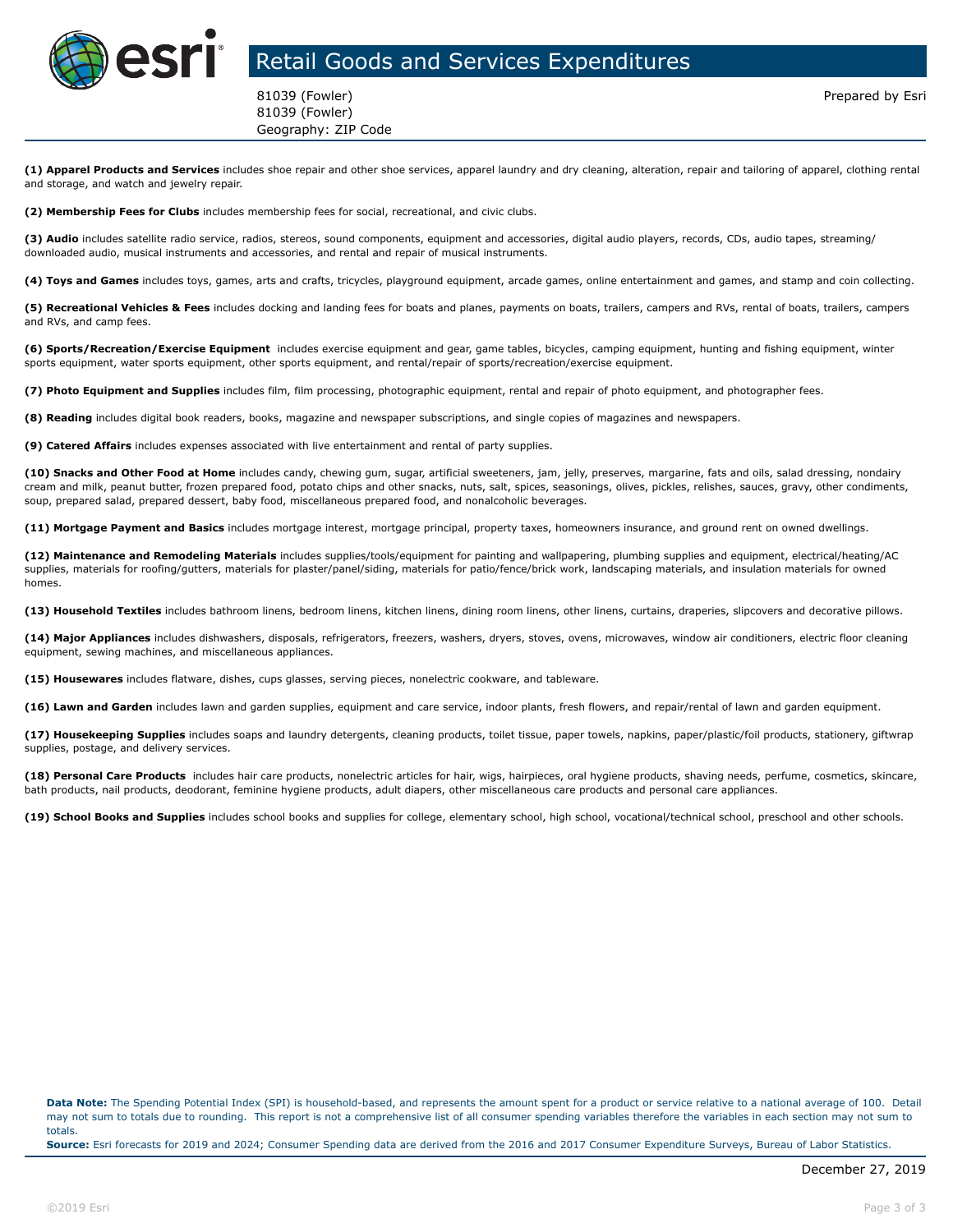# Retail Goods and Services Expenditures

81039 (Fowler)
81039 (Fowler)
Geography: ZIP Code

Prepared by Esri

**(1) Apparel Products and Services** includes shoe repair and other shoe services, apparel laundry and dry cleaning, alteration, repair and tailoring of apparel, clothing rental and storage, and watch and jewelry repair.

**(2) Membership Fees for Clubs** includes membership fees for social, recreational, and civic clubs.

**(3) Audio** includes satellite radio service, radios, stereos, sound components, equipment and accessories, digital audio players, records, CDs, audio tapes, streaming/ downloaded audio, musical instruments and accessories, and rental and repair of musical instruments.

**(4) Toys and Games** includes toys, games, arts and crafts, tricycles, playground equipment, arcade games, online entertainment and games, and stamp and coin collecting.

**(5) Recreational Vehicles & Fees** includes docking and landing fees for boats and planes, payments on boats, trailers, campers and RVs, rental of boats, trailers, campers and RVs, and camp fees.

**(6) Sports/Recreation/Exercise Equipment** includes exercise equipment and gear, game tables, bicycles, camping equipment, hunting and fishing equipment, winter sports equipment, water sports equipment, other sports equipment, and rental/repair of sports/recreation/exercise equipment.

**(7) Photo Equipment and Supplies** includes film, film processing, photographic equipment, rental and repair of photo equipment, and photographer fees.

**(8) Reading** includes digital book readers, books, magazine and newspaper subscriptions, and single copies of magazines and newspapers.

**(9) Catered Affairs** includes expenses associated with live entertainment and rental of party supplies.

**(10) Snacks and Other Food at Home** includes candy, chewing gum, sugar, artificial sweeteners, jam, jelly, preserves, margarine, fats and oils, salad dressing, nondairy cream and milk, peanut butter, frozen prepared food, potato chips and other snacks, nuts, salt, spices, seasonings, olives, pickles, relishes, sauces, gravy, other condiments, soup, prepared salad, prepared dessert, baby food, miscellaneous prepared food, and nonalcoholic beverages.

**(11) Mortgage Payment and Basics** includes mortgage interest, mortgage principal, property taxes, homeowners insurance, and ground rent on owned dwellings.

**(12) Maintenance and Remodeling Materials** includes supplies/tools/equipment for painting and wallpapering, plumbing supplies and equipment, electrical/heating/AC supplies, materials for roofing/gutters, materials for plaster/panel/siding, materials for patio/fence/brick work, landscaping materials, and insulation materials for owned homes.

**(13) Household Textiles** includes bathroom linens, bedroom linens, kitchen linens, dining room linens, other linens, curtains, draperies, slipcovers and decorative pillows.

**(14) Major Appliances** includes dishwashers, disposals, refrigerators, freezers, washers, dryers, stoves, ovens, microwaves, window air conditioners, electric floor cleaning equipment, sewing machines, and miscellaneous appliances.

**(15) Housewares** includes flatware, dishes, cups glasses, serving pieces, nonelectric cookware, and tableware.

**(16) Lawn and Garden** includes lawn and garden supplies, equipment and care service, indoor plants, fresh flowers, and repair/rental of lawn and garden equipment.

**(17) Housekeeping Supplies** includes soaps and laundry detergents, cleaning products, toilet tissue, paper towels, napkins, paper/plastic/foil products, stationery, giftwrap supplies, postage, and delivery services.

**(18) Personal Care Products** includes hair care products, nonelectric articles for hair, wigs, hairpieces, oral hygiene products, shaving needs, perfume, cosmetics, skincare, bath products, nail products, deodorant, feminine hygiene products, adult diapers, other miscellaneous care products and personal care appliances.

**(19) School Books and Supplies** includes school books and supplies for college, elementary school, high school, vocational/technical school, preschool and other schools.

**Data Note:** The Spending Potential Index (SPI) is household-based, and represents the amount spent for a product or service relative to a national average of 100. Detail may not sum to totals due to rounding. This report is not a comprehensive list of all consumer spending variables therefore the variables in each section may not sum to totals.
**Source:** Esri forecasts for 2019 and 2024; Consumer Spending data are derived from the 2016 and 2017 Consumer Expenditure Surveys, Bureau of Labor Statistics.

December 27, 2019